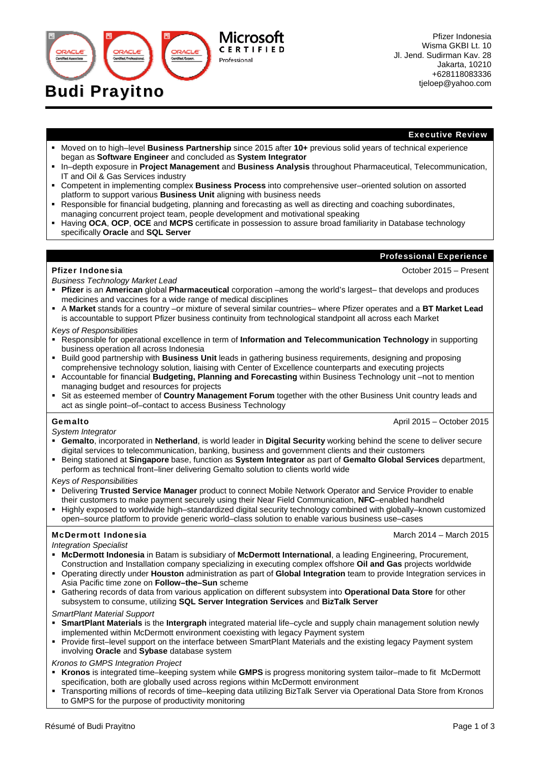# Budi Prayitno

Pfizer Indonesia
Wisma GKBI Lt. 10
Jl. Jend. Sudirman Kav. 28
Jakarta, 10210
+628118083336
tjeloep@yahoo.com

## Executive Review

- Moved on to high–level **Business Partnership** since 2015 after **10+** previous solid years of technical experience began as **Software Engineer** and concluded as **System Integrator**
- In–depth exposure in **Project Management** and **Business Analysis** throughout Pharmaceutical, Telecommunication, IT and Oil & Gas Services industry
- Competent in implementing complex **Business Process** into comprehensive user–oriented solution on assorted platform to support various **Business Unit** aligning with business needs
- Responsible for financial budgeting, planning and forecasting as well as directing and coaching subordinates, managing concurrent project team, people development and motivational speaking
- Having **OCA**, **OCP**, **OCE** and **MCPS** certificate in possession to assure broad familiarity in Database technology specifically **Oracle** and **SQL Server**

## Professional Experience

### Pfizer Indonesia — October 2015 – Present

*Business Technology Market Lead*

- **Pfizer** is an **American** global **Pharmaceutical** corporation –among the world's largest– that develops and produces medicines and vaccines for a wide range of medical disciplines
- A **Market** stands for a country –or mixture of several similar countries– where Pfizer operates and a **BT Market Lead** is accountable to support Pfizer business continuity from technological standpoint all across each Market

*Keys of Responsibilities*

- Responsible for operational excellence in term of **Information and Telecommunication Technology** in supporting business operation all across Indonesia
- Build good partnership with **Business Unit** leads in gathering business requirements, designing and proposing comprehensive technology solution, liaising with Center of Excellence counterparts and executing projects
- Accountable for financial **Budgeting, Planning and Forecasting** within Business Technology unit –not to mention managing budget and resources for projects
- Sit as esteemed member of **Country Management Forum** together with the other Business Unit country leads and act as single point–of–contact to access Business Technology

### Gemalto — April 2015 – October 2015

*System Integrator*

- **Gemalto**, incorporated in **Netherland**, is world leader in **Digital Security** working behind the scene to deliver secure digital services to telecommunication, banking, business and government clients and their customers
- Being stationed at **Singapore** base, function as **System Integrator** as part of **Gemalto Global Services** department, perform as technical front–liner delivering Gemalto solution to clients world wide

*Keys of Responsibilities*

- Delivering **Trusted Service Manager** product to connect Mobile Network Operator and Service Provider to enable their customers to make payment securely using their Near Field Communication, **NFC**–enabled handheld
- Highly exposed to worldwide high–standardized digital security technology combined with globally–known customized open–source platform to provide generic world–class solution to enable various business use–cases

### McDermott Indonesia — March 2014 – March 2015

*Integration Specialist*

- **McDermott Indonesia** in Batam is subsidiary of **McDermott International**, a leading Engineering, Procurement, Construction and Installation company specializing in executing complex offshore **Oil and Gas** projects worldwide
- Operating directly under **Houston** administration as part of **Global Integration** team to provide Integration services in Asia Pacific time zone on **Follow–the–Sun** scheme
- Gathering records of data from various application on different subsystem into **Operational Data Store** for other subsystem to consume, utilizing **SQL Server Integration Services** and **BizTalk Server**

*SmartPlant Material Support*

- **SmartPlant Materials** is the **Intergraph** integrated material life–cycle and supply chain management solution newly implemented within McDermott environment coexisting with legacy Payment system
- Provide first–level support on the interface between SmartPlant Materials and the existing legacy Payment system involving **Oracle** and **Sybase** database system

*Kronos to GMPS Integration Project*

- **Kronos** is integrated time–keeping system while **GMPS** is progress monitoring system tailor–made to fit McDermott specification, both are globally used across regions within McDermott environment
- Transporting millions of records of time–keeping data utilizing BizTalk Server via Operational Data Store from Kronos to GMPS for the purpose of productivity monitoring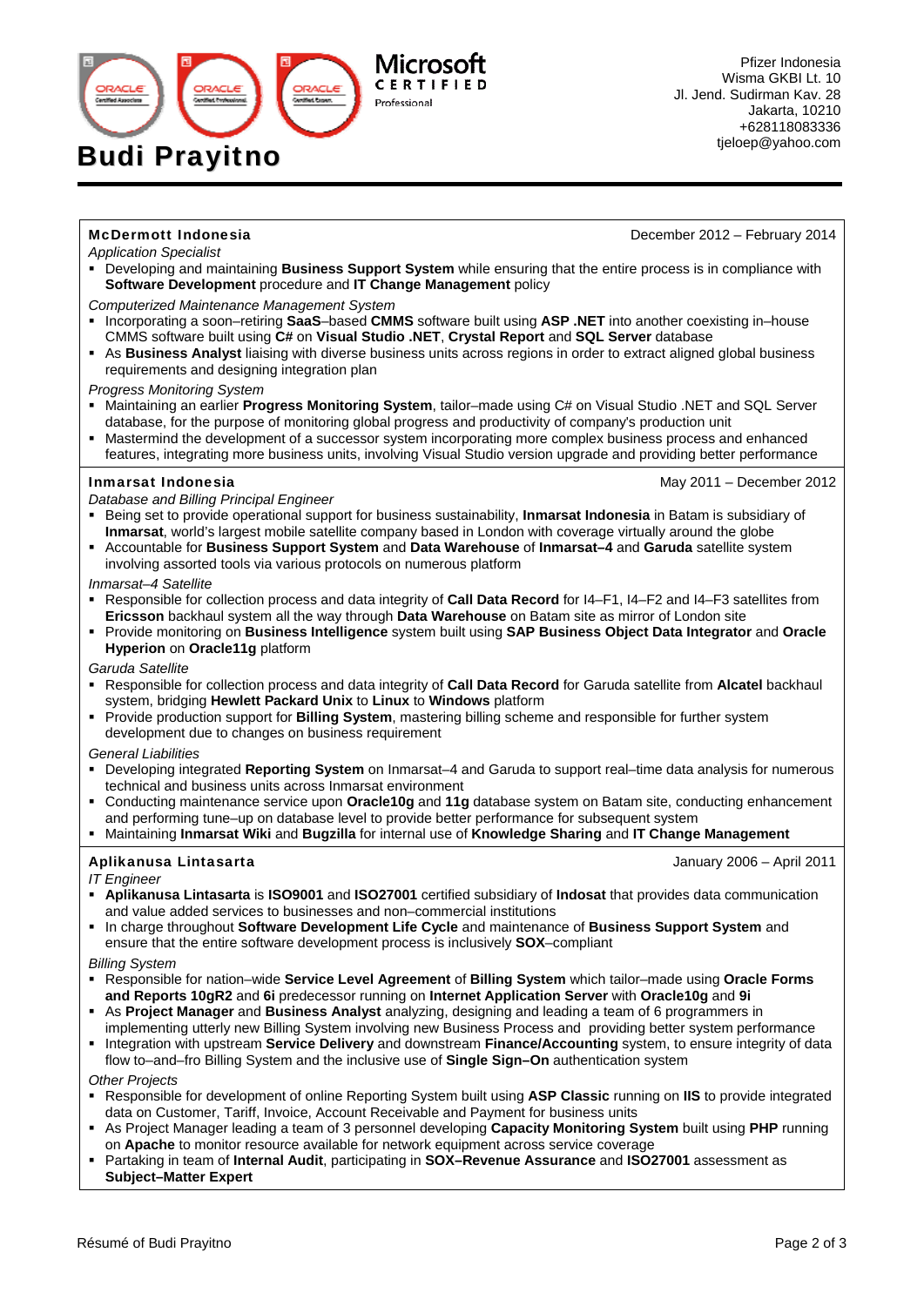# Budi Prayitno

Pfizer Indonesia
Wisma GKBI Lt. 10
Jl. Jend. Sudirman Kav. 28
Jakarta, 10210
+628118083336
tjeloep@yahoo.com

---

### McDermott Indonesia

December 2012 – February 2014

*Application Specialist*

- Developing and maintaining **Business Support System** while ensuring that the entire process is in compliance with **Software Development** procedure and **IT Change Management** policy

*Computerized Maintenance Management System*

- Incorporating a soon–retiring **SaaS**–based **CMMS** software built using **ASP .NET** into another coexisting in–house CMMS software built using **C#** on **Visual Studio .NET**, **Crystal Report** and **SQL Server** database
- As **Business Analyst** liaising with diverse business units across regions in order to extract aligned global business requirements and designing integration plan

*Progress Monitoring System*

- Maintaining an earlier **Progress Monitoring System**, tailor–made using C# on Visual Studio .NET and SQL Server database, for the purpose of monitoring global progress and productivity of company's production unit
- Mastermind the development of a successor system incorporating more complex business process and enhanced features, integrating more business units, involving Visual Studio version upgrade and providing better performance

### Inmarsat Indonesia

May 2011 – December 2012

*Database and Billing Principal Engineer*

- Being set to provide operational support for business sustainability, **Inmarsat Indonesia** in Batam is subsidiary of **Inmarsat**, world's largest mobile satellite company based in London with coverage virtually around the globe
- Accountable for **Business Support System** and **Data Warehouse** of **Inmarsat–4** and **Garuda** satellite system involving assorted tools via various protocols on numerous platform

*Inmarsat–4 Satellite*

- Responsible for collection process and data integrity of **Call Data Record** for I4–F1, I4–F2 and I4–F3 satellites from **Ericsson** backhaul system all the way through **Data Warehouse** on Batam site as mirror of London site
- Provide monitoring on **Business Intelligence** system built using **SAP Business Object Data Integrator** and **Oracle Hyperion** on **Oracle11g** platform

*Garuda Satellite*

- Responsible for collection process and data integrity of **Call Data Record** for Garuda satellite from **Alcatel** backhaul system, bridging **Hewlett Packard Unix** to **Linux** to **Windows** platform
- Provide production support for **Billing System**, mastering billing scheme and responsible for further system development due to changes on business requirement

*General Liabilities*

- Developing integrated **Reporting System** on Inmarsat–4 and Garuda to support real–time data analysis for numerous technical and business units across Inmarsat environment
- Conducting maintenance service upon **Oracle10g** and **11g** database system on Batam site, conducting enhancement and performing tune–up on database level to provide better performance for subsequent system
- Maintaining **Inmarsat Wiki** and **Bugzilla** for internal use of **Knowledge Sharing** and **IT Change Management**

### Aplikanusa Lintasarta

January 2006 – April 2011

*IT Engineer*

- **Aplikanusa Lintasarta** is **ISO9001** and **ISO27001** certified subsidiary of **Indosat** that provides data communication and value added services to businesses and non–commercial institutions
- In charge throughout **Software Development Life Cycle** and maintenance of **Business Support System** and ensure that the entire software development process is inclusively **SOX**–compliant

*Billing System*

- Responsible for nation–wide **Service Level Agreement** of **Billing System** which tailor–made using **Oracle Forms and Reports 10gR2** and **6i** predecessor running on **Internet Application Server** with **Oracle10g** and **9i**
- As **Project Manager** and **Business Analyst** analyzing, designing and leading a team of 6 programmers in implementing utterly new Billing System involving new Business Process and providing better system performance
- Integration with upstream **Service Delivery** and downstream **Finance/Accounting** system, to ensure integrity of data flow to–and–fro Billing System and the inclusive use of **Single Sign–On** authentication system

*Other Projects*

- Responsible for development of online Reporting System built using **ASP Classic** running on **IIS** to provide integrated data on Customer, Tariff, Invoice, Account Receivable and Payment for business units
- As Project Manager leading a team of 3 personnel developing **Capacity Monitoring System** built using **PHP** running on **Apache** to monitor resource available for network equipment across service coverage
- Partaking in team of **Internal Audit**, participating in **SOX–Revenue Assurance** and **ISO27001** assessment as **Subject–Matter Expert**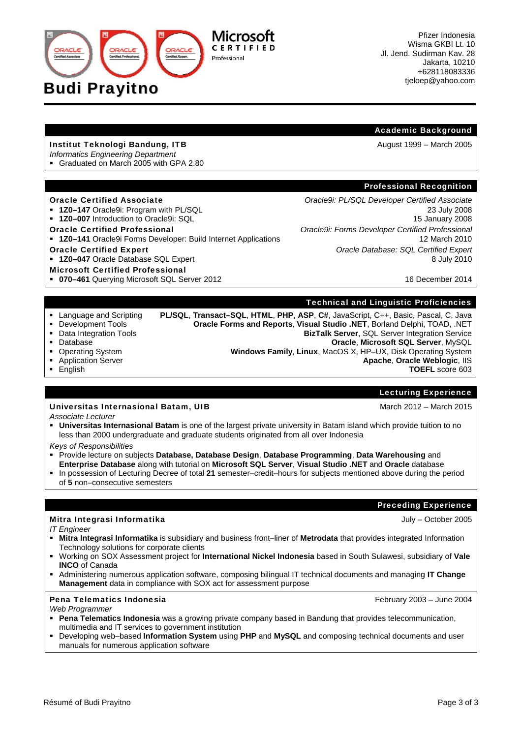# Budi Prayitno

Pfizer Indonesia
Wisma GKBI Lt. 10
Jl. Jend. Sudirman Kav. 28
Jakarta, 10210
+628118083336
tjeloep@yahoo.com

## Academic Background

**Institut Teknologi Bandung, ITB** — August 1999 – March 2005
*Informatics Engineering Department*
- Graduated on March 2005 with GPA 2.80

## Professional Recognition

**Oracle Certified Associate** — *Oracle9i: PL/SQL Developer Certified Associate*
- **1Z0–147** Oracle9i: Program with PL/SQL — 23 July 2008
- **1Z0–007** Introduction to Oracle9i: SQL — 15 January 2008

**Oracle Certified Professional** — *Oracle9i: Forms Developer Certified Professional*
- **1Z0–141** Oracle9i Forms Developer: Build Internet Applications — 12 March 2010

**Oracle Certified Expert** — *Oracle Database: SQL Certified Expert*
- **1Z0–047** Oracle Database SQL Expert — 8 July 2010

**Microsoft Certified Professional**
- **070–461** Querying Microsoft SQL Server 2012 — 16 December 2014

## Technical and Linguistic Proficiencies

- Language and Scripting: **PL/SQL**, **Transact–SQL**, **HTML**, **PHP**, **ASP**, **C#**, JavaScript, C++, Basic, Pascal, C, Java
- Development Tools: **Oracle Forms and Reports**, **Visual Studio .NET**, Borland Delphi, TOAD, .NET
- Data Integration Tools: **BizTalk Server**, SQL Server Integration Service
- Database: **Oracle**, **Microsoft SQL Server**, MySQL
- Operating System: **Windows Family**, **Linux**, MacOS X, HP–UX, Disk Operating System
- Application Server: **Apache**, **Oracle Weblogic**, IIS
- English: **TOEFL** score 603

## Lecturing Experience

**Universitas Internasional Batam, UIB** — March 2012 – March 2015
*Associate Lecturer*
- **Universitas Internasional Batam** is one of the largest private university in Batam island which provide tuition to no less than 2000 undergraduate and graduate students originated from all over Indonesia

*Keys of Responsibilities*
- Provide lecture on subjects **Database, Database Design**, **Database Programming**, **Data Warehousing** and **Enterprise Database** along with tutorial on **Microsoft SQL Server**, **Visual Studio .NET** and **Oracle** database
- In possession of Lecturing Decree of total **21** semester–credit–hours for subjects mentioned above during the period of **5** non–consecutive semesters

## Preceding Experience

**Mitra Integrasi Informatika** — July – October 2005
*IT Engineer*
- **Mitra Integrasi Informatika** is subsidiary and business front–liner of **Metrodata** that provides integrated Information Technology solutions for corporate clients
- Working on SOX Assessment project for **International Nickel Indonesia** based in South Sulawesi, subsidiary of **Vale INCO** of Canada
- Administering numerous application software, composing bilingual IT technical documents and managing **IT Change Management** data in compliance with SOX act for assessment purpose

**Pena Telematics Indonesia** — February 2003 – June 2004
*Web Programmer*
- **Pena Telematics Indonesia** was a growing private company based in Bandung that provides telecommunication, multimedia and IT services to government institution
- Developing web–based **Information System** using **PHP** and **MySQL** and composing technical documents and user manuals for numerous application software